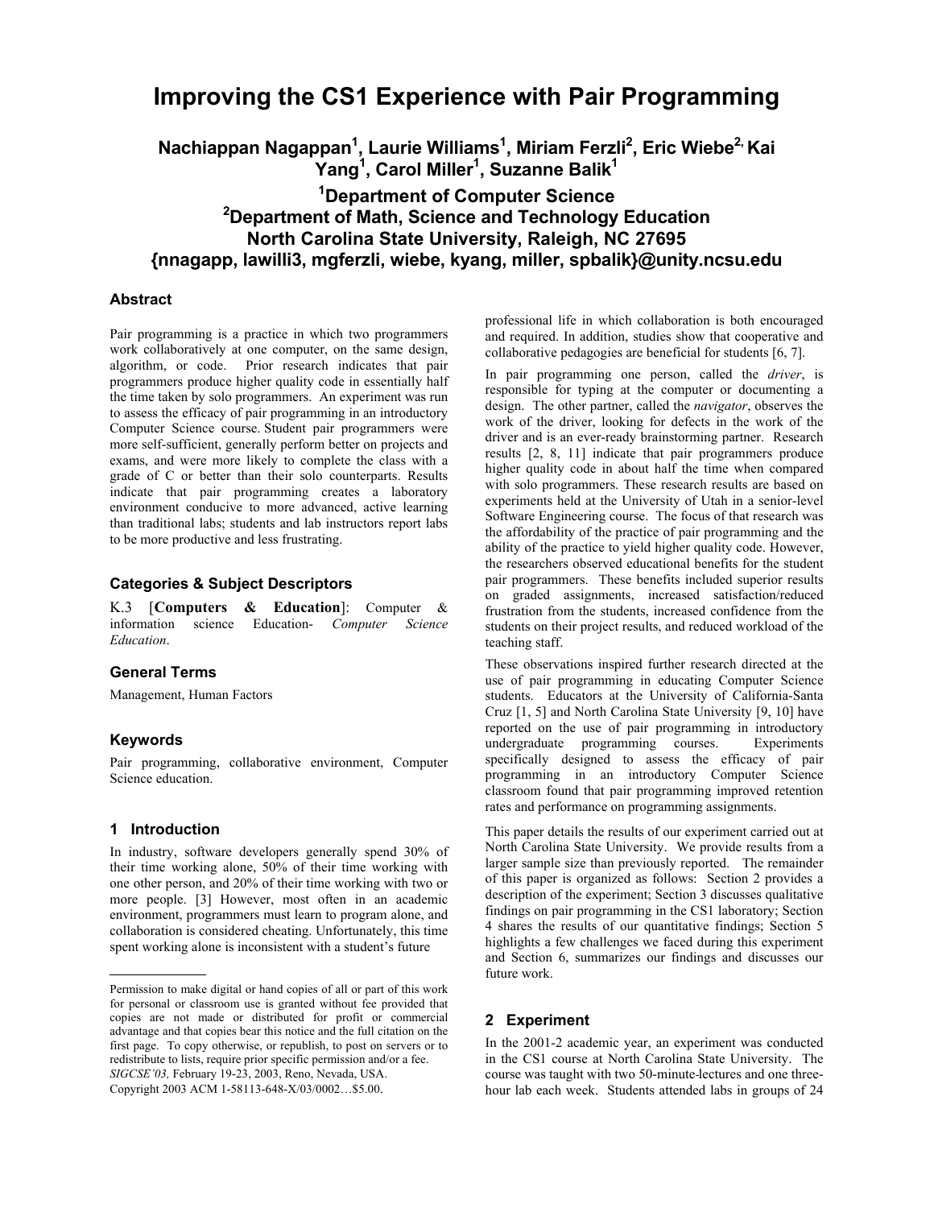# Improving the CS1 Experience with Pair Programming

**Nachiappan Nagappan[1], Laurie Williams[1], Miriam Ferzli[2], Eric Wiebe[2], Kai Yang[1], Carol Miller[1], Suzanne Balik[1]**

**[1]Department of Computer Science**
**[2]Department of Math, Science and Technology Education**
**North Carolina State University, Raleigh, NC 27695**
**{nnagapp, lawilli3, mgferzli, wiebe, kyang, miller, spbalik}@unity.ncsu.edu**

### Abstract

Pair programming is a practice in which two programmers work collaboratively at one computer, on the same design, algorithm, or code. Prior research indicates that pair programmers produce higher quality code in essentially half the time taken by solo programmers. An experiment was run to assess the efficacy of pair programming in an introductory Computer Science course. Student pair programmers were more self-sufficient, generally perform better on projects and exams, and were more likely to complete the class with a grade of C or better than their solo counterparts. Results indicate that pair programming creates a laboratory environment conducive to more advanced, active learning than traditional labs; students and lab instructors report labs to be more productive and less frustrating.

### Categories & Subject Descriptors

K.3 [**Computers & Education**]: Computer & information science Education- *Computer Science Education*.

### General Terms

Management, Human Factors

### Keywords

Pair programming, collaborative environment, Computer Science education.

## 1 Introduction

In industry, software developers generally spend 30% of their time working alone, 50% of their time working with one other person, and 20% of their time working with two or more people. [3] However, most often in an academic environment, programmers must learn to program alone, and collaboration is considered cheating. Unfortunately, this time spent working alone is inconsistent with a student's future professional life in which collaboration is both encouraged and required. In addition, studies show that cooperative and collaborative pedagogies are beneficial for students [6, 7].

In pair programming one person, called the *driver*, is responsible for typing at the computer or documenting a design. The other partner, called the *navigator*, observes the work of the driver, looking for defects in the work of the driver and is an ever-ready brainstorming partner. Research results [2, 8, 11] indicate that pair programmers produce higher quality code in about half the time when compared with solo programmers. These research results are based on experiments held at the University of Utah in a senior-level Software Engineering course. The focus of that research was the affordability of the practice of pair programming and the ability of the practice to yield higher quality code. However, the researchers observed educational benefits for the student pair programmers. These benefits included superior results on graded assignments, increased satisfaction/reduced frustration from the students, increased confidence from the students on their project results, and reduced workload of the teaching staff.

These observations inspired further research directed at the use of pair programming in educating Computer Science students. Educators at the University of California-Santa Cruz [1, 5] and North Carolina State University [9, 10] have reported on the use of pair programming in introductory undergraduate programming courses. Experiments specifically designed to assess the efficacy of pair programming in an introductory Computer Science classroom found that pair programming improved retention rates and performance on programming assignments.

This paper details the results of our experiment carried out at North Carolina State University. We provide results from a larger sample size than previously reported. The remainder of this paper is organized as follows: Section 2 provides a description of the experiment; Section 3 discusses qualitative findings on pair programming in the CS1 laboratory; Section 4 shares the results of our quantitative findings; Section 5 highlights a few challenges we faced during this experiment and Section 6, summarizes our findings and discusses our future work.

## 2 Experiment

In the 2001-2 academic year, an experiment was conducted in the CS1 course at North Carolina State University. The course was taught with two 50-minute-lectures and one three-hour lab each week. Students attended labs in groups of 24

---

Permission to make digital or hand copies of all or part of this work for personal or classroom use is granted without fee provided that copies are not made or distributed for profit or commercial advantage and that copies bear this notice and the full citation on the first page. To copy otherwise, or republish, to post on servers or to redistribute to lists, require prior specific permission and/or a fee.
*SIGCSE'03,* February 19-23, 2003, Reno, Nevada, USA.
Copyright 2003 ACM 1-58113-648-X/03/0002…$5.00.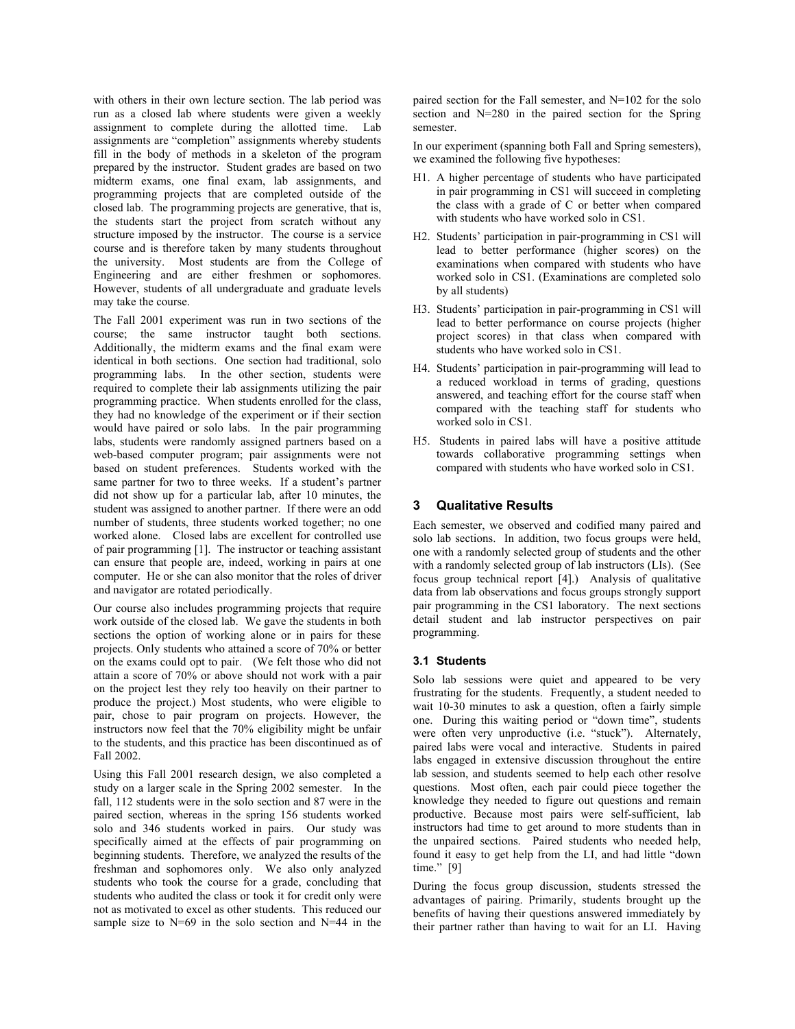with others in their own lecture section. The lab period was run as a closed lab where students were given a weekly assignment to complete during the allotted time. Lab assignments are "completion" assignments whereby students fill in the body of methods in a skeleton of the program prepared by the instructor. Student grades are based on two midterm exams, one final exam, lab assignments, and programming projects that are completed outside of the closed lab. The programming projects are generative, that is, the students start the project from scratch without any structure imposed by the instructor. The course is a service course and is therefore taken by many students throughout the university. Most students are from the College of Engineering and are either freshmen or sophomores. However, students of all undergraduate and graduate levels may take the course.

The Fall 2001 experiment was run in two sections of the course; the same instructor taught both sections. Additionally, the midterm exams and the final exam were identical in both sections. One section had traditional, solo programming labs. In the other section, students were required to complete their lab assignments utilizing the pair programming practice. When students enrolled for the class, they had no knowledge of the experiment or if their section would have paired or solo labs. In the pair programming labs, students were randomly assigned partners based on a web-based computer program; pair assignments were not based on student preferences. Students worked with the same partner for two to three weeks. If a student's partner did not show up for a particular lab, after 10 minutes, the student was assigned to another partner. If there were an odd number of students, three students worked together; no one worked alone. Closed labs are excellent for controlled use of pair programming [1]. The instructor or teaching assistant can ensure that people are, indeed, working in pairs at one computer. He or she can also monitor that the roles of driver and navigator are rotated periodically.

Our course also includes programming projects that require work outside of the closed lab. We gave the students in both sections the option of working alone or in pairs for these projects. Only students who attained a score of 70% or better on the exams could opt to pair. (We felt those who did not attain a score of 70% or above should not work with a pair on the project lest they rely too heavily on their partner to produce the project.) Most students, who were eligible to pair, chose to pair program on projects. However, the instructors now feel that the 70% eligibility might be unfair to the students, and this practice has been discontinued as of Fall 2002.

Using this Fall 2001 research design, we also completed a study on a larger scale in the Spring 2002 semester. In the fall, 112 students were in the solo section and 87 were in the paired section, whereas in the spring 156 students worked solo and 346 students worked in pairs. Our study was specifically aimed at the effects of pair programming on beginning students. Therefore, we analyzed the results of the freshman and sophomores only. We also only analyzed students who took the course for a grade, concluding that students who audited the class or took it for credit only were not as motivated to excel as other students. This reduced our sample size to N=69 in the solo section and N=44 in the paired section for the Fall semester, and N=102 for the solo section and N=280 in the paired section for the Spring semester.

In our experiment (spanning both Fall and Spring semesters), we examined the following five hypotheses:

- H1. A higher percentage of students who have participated in pair programming in CS1 will succeed in completing the class with a grade of C or better when compared with students who have worked solo in CS1.
- H2. Students' participation in pair-programming in CS1 will lead to better performance (higher scores) on the examinations when compared with students who have worked solo in CS1. (Examinations are completed solo by all students)
- H3. Students' participation in pair-programming in CS1 will lead to better performance on course projects (higher project scores) in that class when compared with students who have worked solo in CS1.
- H4. Students' participation in pair-programming will lead to a reduced workload in terms of grading, questions answered, and teaching effort for the course staff when compared with the teaching staff for students who worked solo in CS1.
- H5. Students in paired labs will have a positive attitude towards collaborative programming settings when compared with students who have worked solo in CS1.

## 3 Qualitative Results

Each semester, we observed and codified many paired and solo lab sections. In addition, two focus groups were held, one with a randomly selected group of students and the other with a randomly selected group of lab instructors (LIs). (See focus group technical report [4].) Analysis of qualitative data from lab observations and focus groups strongly support pair programming in the CS1 laboratory. The next sections detail student and lab instructor perspectives on pair programming.

### 3.1 Students

Solo lab sessions were quiet and appeared to be very frustrating for the students. Frequently, a student needed to wait 10-30 minutes to ask a question, often a fairly simple one. During this waiting period or "down time", students were often very unproductive (i.e. "stuck"). Alternately, paired labs were vocal and interactive. Students in paired labs engaged in extensive discussion throughout the entire lab session, and students seemed to help each other resolve questions. Most often, each pair could piece together the knowledge they needed to figure out questions and remain productive. Because most pairs were self-sufficient, lab instructors had time to get around to more students than in the unpaired sections. Paired students who needed help, found it easy to get help from the LI, and had little "down time." [9]

During the focus group discussion, students stressed the advantages of pairing. Primarily, students brought up the benefits of having their questions answered immediately by their partner rather than having to wait for an LI. Having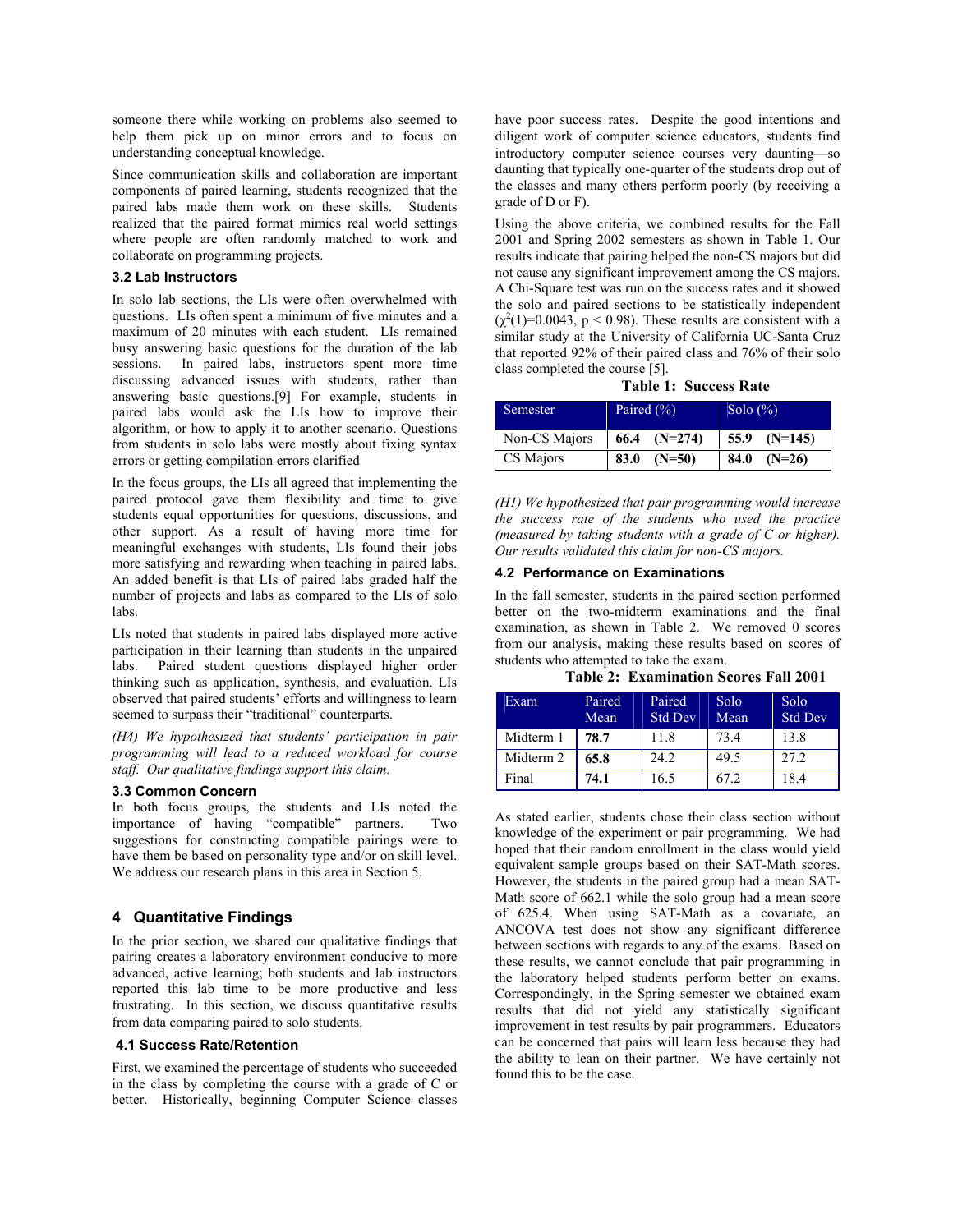someone there while working on problems also seemed to help them pick up on minor errors and to focus on understanding conceptual knowledge.

Since communication skills and collaboration are important components of paired learning, students recognized that the paired labs made them work on these skills. Students realized that the paired format mimics real world settings where people are often randomly matched to work and collaborate on programming projects.

### 3.2 Lab Instructors

In solo lab sections, the LIs were often overwhelmed with questions. LIs often spent a minimum of five minutes and a maximum of 20 minutes with each student. LIs remained busy answering basic questions for the duration of the lab sessions. In paired labs, instructors spent more time discussing advanced issues with students, rather than answering basic questions.[9] For example, students in paired labs would ask the LIs how to improve their algorithm, or how to apply it to another scenario. Questions from students in solo labs were mostly about fixing syntax errors or getting compilation errors clarified

In the focus groups, the LIs all agreed that implementing the paired protocol gave them flexibility and time to give students equal opportunities for questions, discussions, and other support. As a result of having more time for meaningful exchanges with students, LIs found their jobs more satisfying and rewarding when teaching in paired labs. An added benefit is that LIs of paired labs graded half the number of projects and labs as compared to the LIs of solo labs.

LIs noted that students in paired labs displayed more active participation in their learning than students in the unpaired labs. Paired student questions displayed higher order thinking such as application, synthesis, and evaluation. LIs observed that paired students' efforts and willingness to learn seemed to surpass their "traditional" counterparts.

*(H4) We hypothesized that students' participation in pair programming will lead to a reduced workload for course staff. Our qualitative findings support this claim.*

### 3.3 Common Concern

In both focus groups, the students and LIs noted the importance of having "compatible" partners. Two suggestions for constructing compatible pairings were to have them be based on personality type and/or on skill level. We address our research plans in this area in Section 5.

## 4 Quantitative Findings

In the prior section, we shared our qualitative findings that pairing creates a laboratory environment conducive to more advanced, active learning; both students and lab instructors reported this lab time to be more productive and less frustrating. In this section, we discuss quantitative results from data comparing paired to solo students.

### 4.1 Success Rate/Retention

First, we examined the percentage of students who succeeded in the class by completing the course with a grade of C or better. Historically, beginning Computer Science classes have poor success rates. Despite the good intentions and diligent work of computer science educators, students find introductory computer science courses very daunting—so daunting that typically one-quarter of the students drop out of the classes and many others perform poorly (by receiving a grade of D or F).

Using the above criteria, we combined results for the Fall 2001 and Spring 2002 semesters as shown in Table 1. Our results indicate that pairing helped the non-CS majors but did not cause any significant improvement among the CS majors. A Chi-Square test was run on the success rates and it showed the solo and paired sections to be statistically independent ($\chi^2(1)=0.0043$, $p < 0.98$). These results are consistent with a similar study at the University of California UC-Santa Cruz that reported 92% of their paired class and 76% of their solo class completed the course [5].

**Table 1: Success Rate**

| Semester | Paired (%) | Solo (%) |
|---|---|---|
| Non-CS Majors | **66.4 (N=274)** | **55.9 (N=145)** |
| CS Majors | **83.0 (N=50)** | **84.0 (N=26)** |

*(H1) We hypothesized that pair programming would increase the success rate of the students who used the practice (measured by taking students with a grade of C or higher). Our results validated this claim for non-CS majors.*

### 4.2 Performance on Examinations

In the fall semester, students in the paired section performed better on the two-midterm examinations and the final examination, as shown in Table 2. We removed 0 scores from our analysis, making these results based on scores of students who attempted to take the exam.

**Table 2: Examination Scores Fall 2001**

| Exam | Paired Mean | Paired Std Dev | Solo Mean | Solo Std Dev |
|---|---|---|---|---|
| Midterm 1 | **78.7** | 11.8 | 73.4 | 13.8 |
| Midterm 2 | **65.8** | 24.2 | 49.5 | 27.2 |
| Final | **74.1** | 16.5 | 67.2 | 18.4 |

As stated earlier, students chose their class section without knowledge of the experiment or pair programming. We had hoped that their random enrollment in the class would yield equivalent sample groups based on their SAT-Math scores. However, the students in the paired group had a mean SAT-Math score of 662.1 while the solo group had a mean score of 625.4. When using SAT-Math as a covariate, an ANCOVA test does not show any significant difference between sections with regards to any of the exams. Based on these results, we cannot conclude that pair programming in the laboratory helped students perform better on exams. Correspondingly, in the Spring semester we obtained exam results that did not yield any statistically significant improvement in test results by pair programmers. Educators can be concerned that pairs will learn less because they had the ability to lean on their partner. We have certainly not found this to be the case.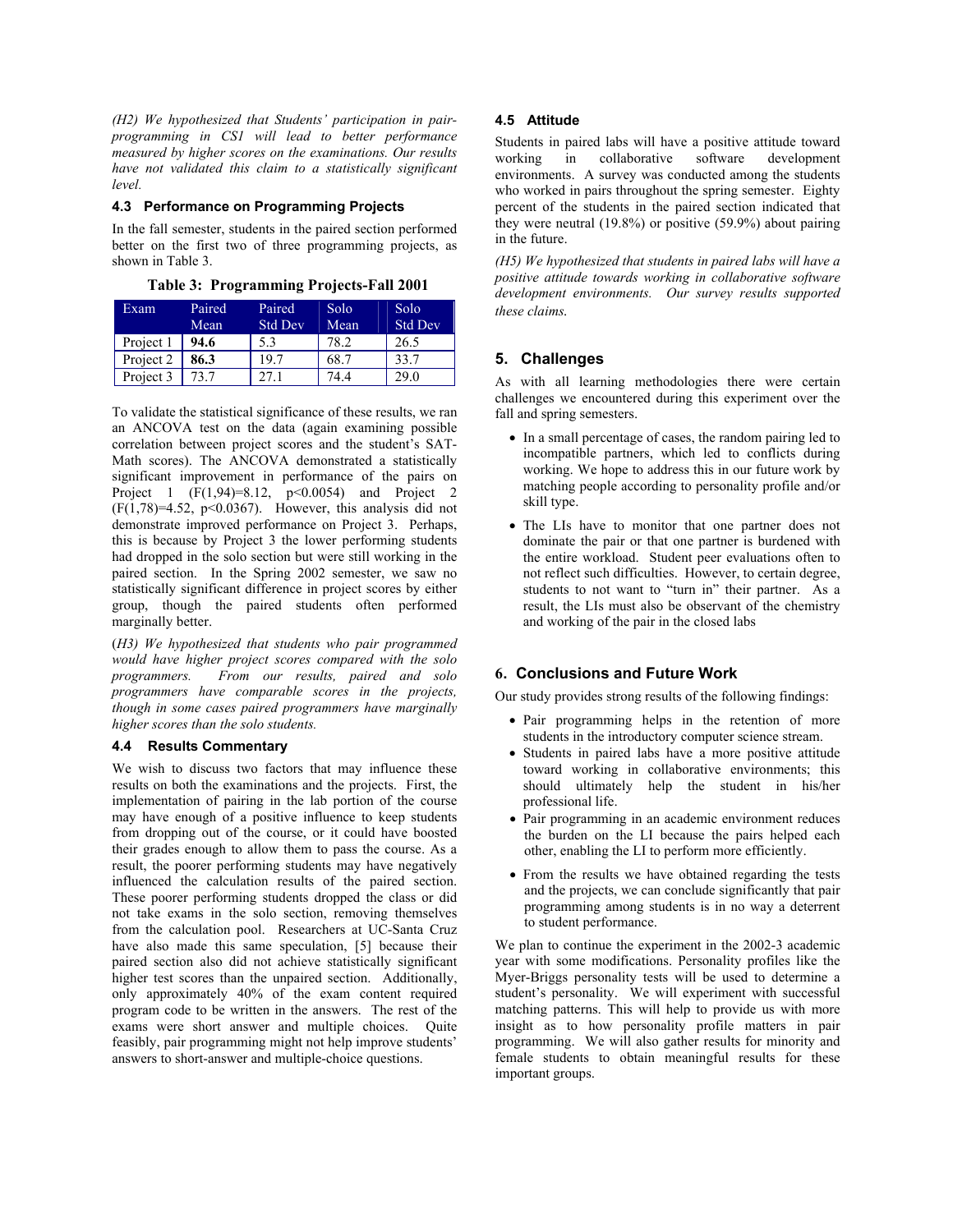*(H2) We hypothesized that Students' participation in pair-programming in CS1 will lead to better performance measured by higher scores on the examinations. Our results have not validated this claim to a statistically significant level.*

### 4.3 Performance on Programming Projects

In the fall semester, students in the paired section performed better on the first two of three programming projects, as shown in Table 3.

**Table 3: Programming Projects-Fall 2001**

| Exam | Paired Mean | Paired Std Dev | Solo Mean | Solo Std Dev |
|---|---|---|---|---|
| Project 1 | **94.6** | 5.3 | 78.2 | 26.5 |
| Project 2 | **86.3** | 19.7 | 68.7 | 33.7 |
| Project 3 | 73.7 | 27.1 | 74.4 | 29.0 |

To validate the statistical significance of these results, we ran an ANCOVA test on the data (again examining possible correlation between project scores and the student's SAT-Math scores). The ANCOVA demonstrated a statistically significant improvement in performance of the pairs on Project 1 ($F(1,94)=8.12$, $p<0.0054$) and Project 2 ($F(1,78)=4.52$, $p<0.0367$). However, this analysis did not demonstrate improved performance on Project 3. Perhaps, this is because by Project 3 the lower performing students had dropped in the solo section but were still working in the paired section. In the Spring 2002 semester, we saw no statistically significant difference in project scores by either group, though the paired students often performed marginally better.

(*H3) We hypothesized that students who pair programmed would have higher project scores compared with the solo programmers. From our results, paired and solo programmers have comparable scores in the projects, though in some cases paired programmers have marginally higher scores than the solo students.*

### 4.4 Results Commentary

We wish to discuss two factors that may influence these results on both the examinations and the projects. First, the implementation of pairing in the lab portion of the course may have enough of a positive influence to keep students from dropping out of the course, or it could have boosted their grades enough to allow them to pass the course. As a result, the poorer performing students may have negatively influenced the calculation results of the paired section. These poorer performing students dropped the class or did not take exams in the solo section, removing themselves from the calculation pool. Researchers at UC-Santa Cruz have also made this same speculation, [5] because their paired section also did not achieve statistically significant higher test scores than the unpaired section. Additionally, only approximately 40% of the exam content required program code to be written in the answers. The rest of the exams were short answer and multiple choices. Quite feasibly, pair programming might not help improve students' answers to short-answer and multiple-choice questions.

### 4.5 Attitude

Students in paired labs will have a positive attitude toward working in collaborative software development environments. A survey was conducted among the students who worked in pairs throughout the spring semester. Eighty percent of the students in the paired section indicated that they were neutral (19.8%) or positive (59.9%) about pairing in the future.

*(H5) We hypothesized that students in paired labs will have a positive attitude towards working in collaborative software development environments. Our survey results supported these claims.*

## 5. Challenges

As with all learning methodologies there were certain challenges we encountered during this experiment over the fall and spring semesters.

- In a small percentage of cases, the random pairing led to incompatible partners, which led to conflicts during working. We hope to address this in our future work by matching people according to personality profile and/or skill type.
- The LIs have to monitor that one partner does not dominate the pair or that one partner is burdened with the entire workload. Student peer evaluations often to not reflect such difficulties. However, to certain degree, students to not want to "turn in" their partner. As a result, the LIs must also be observant of the chemistry and working of the pair in the closed labs

## 6. Conclusions and Future Work

Our study provides strong results of the following findings:

- Pair programming helps in the retention of more students in the introductory computer science stream.
- Students in paired labs have a more positive attitude toward working in collaborative environments; this should ultimately help the student in his/her professional life.
- Pair programming in an academic environment reduces the burden on the LI because the pairs helped each other, enabling the LI to perform more efficiently.
- From the results we have obtained regarding the tests and the projects, we can conclude significantly that pair programming among students is in no way a deterrent to student performance.

We plan to continue the experiment in the 2002-3 academic year with some modifications. Personality profiles like the Myer-Briggs personality tests will be used to determine a student's personality. We will experiment with successful matching patterns. This will help to provide us with more insight as to how personality profile matters in pair programming. We will also gather results for minority and female students to obtain meaningful results for these important groups.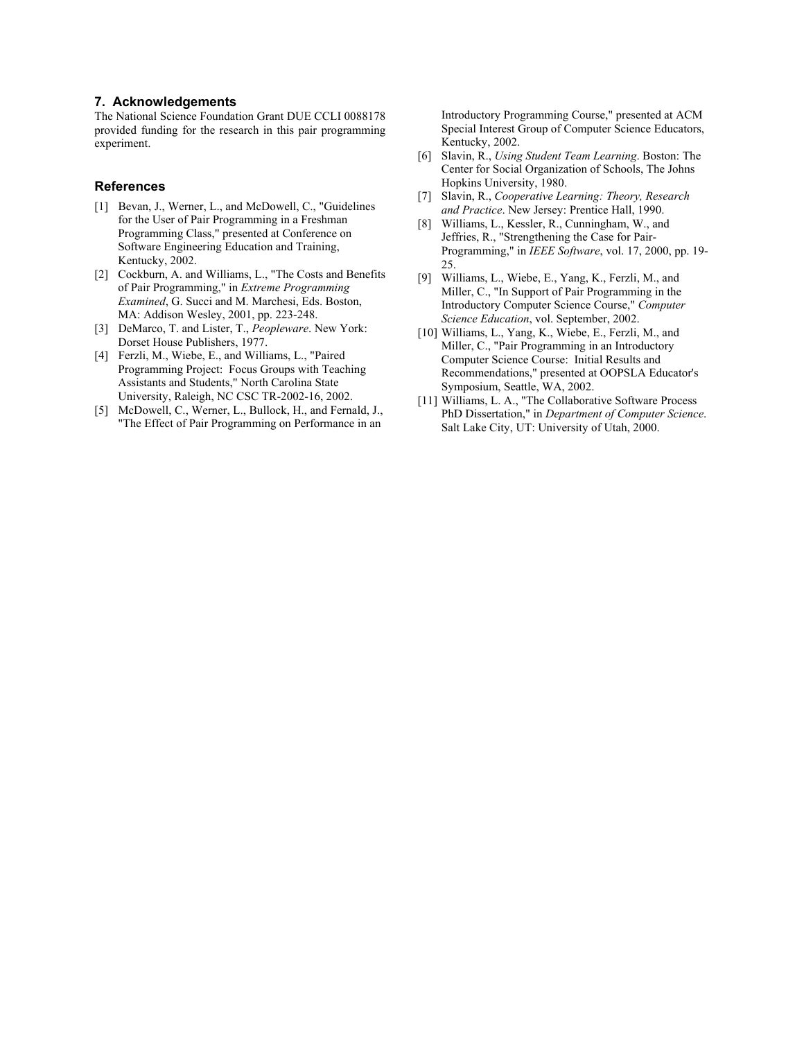## 7. Acknowledgements

The National Science Foundation Grant DUE CCLI 0088178 provided funding for the research in this pair programming experiment.

## References

[1] Bevan, J., Werner, L., and McDowell, C., "Guidelines for the User of Pair Programming in a Freshman Programming Class," presented at Conference on Software Engineering Education and Training, Kentucky, 2002.

[2] Cockburn, A. and Williams, L., "The Costs and Benefits of Pair Programming," in *Extreme Programming Examined*, G. Succi and M. Marchesi, Eds. Boston, MA: Addison Wesley, 2001, pp. 223-248.

[3] DeMarco, T. and Lister, T., *Peopleware*. New York: Dorset House Publishers, 1977.

[4] Ferzli, M., Wiebe, E., and Williams, L., "Paired Programming Project: Focus Groups with Teaching Assistants and Students," North Carolina State University, Raleigh, NC CSC TR-2002-16, 2002.

[5] McDowell, C., Werner, L., Bullock, H., and Fernald, J., "The Effect of Pair Programming on Performance in an Introductory Programming Course," presented at ACM Special Interest Group of Computer Science Educators, Kentucky, 2002.

[6] Slavin, R., *Using Student Team Learning*. Boston: The Center for Social Organization of Schools, The Johns Hopkins University, 1980.

[7] Slavin, R., *Cooperative Learning: Theory, Research and Practice*. New Jersey: Prentice Hall, 1990.

[8] Williams, L., Kessler, R., Cunningham, W., and Jeffries, R., "Strengthening the Case for Pair-Programming," in *IEEE Software*, vol. 17, 2000, pp. 19-25.

[9] Williams, L., Wiebe, E., Yang, K., Ferzli, M., and Miller, C., "In Support of Pair Programming in the Introductory Computer Science Course," *Computer Science Education*, vol. September, 2002.

[10] Williams, L., Yang, K., Wiebe, E., Ferzli, M., and Miller, C., "Pair Programming in an Introductory Computer Science Course: Initial Results and Recommendations," presented at OOPSLA Educator's Symposium, Seattle, WA, 2002.

[11] Williams, L. A., "The Collaborative Software Process PhD Dissertation," in *Department of Computer Science*. Salt Lake City, UT: University of Utah, 2000.